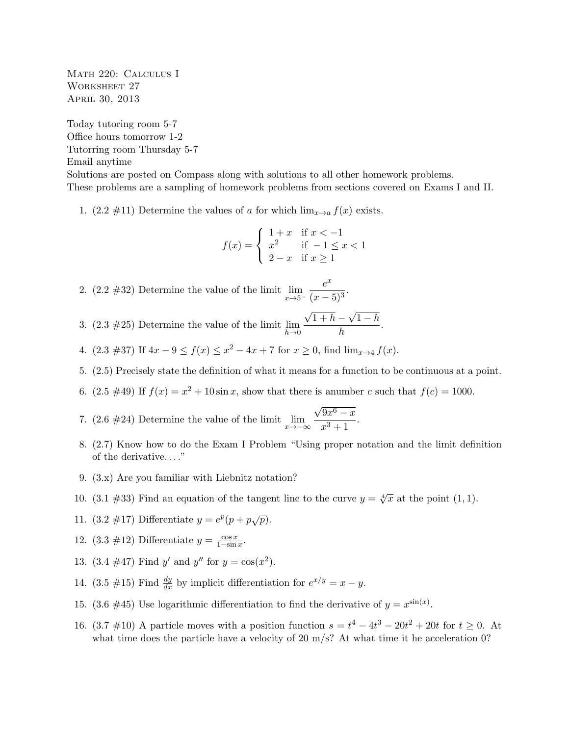Math 220: Calculus I
Worksheet 27
April 30, 2013

Today tutoring room 5-7
Office hours tomorrow 1-2
Tutorring room Thursday 5-7
Email anytime
Solutions are posted on Compass along with solutions to all other homework problems.
These problems are a sampling of homework problems from sections covered on Exams I and II.

1. (2.2 #11) Determine the values of $a$ for which $\lim_{x\to a} f(x)$ exists.

$$f(x) = \begin{cases} 1+x & \text{if } x < -1 \\ x^2 & \text{if } -1 \leq x < 1 \\ 2-x & \text{if } x \geq 1 \end{cases}$$

2. (2.2 #32) Determine the value of the limit $\displaystyle\lim_{x\to 5^-} \frac{e^x}{(x-5)^3}$.

3. (2.3 #25) Determine the value of the limit $\displaystyle\lim_{h\to 0} \frac{\sqrt{1+h}-\sqrt{1-h}}{h}$.

4. (2.3 #37) If $4x - 9 \leq f(x) \leq x^2 - 4x + 7$ for $x \geq 0$, find $\lim_{x\to 4} f(x)$.

5. (2.5) Precisely state the definition of what it means for a function to be continuous at a point.

6. (2.5 #49) If $f(x) = x^2 + 10\sin x$, show that there is anumber $c$ such that $f(c) = 1000$.

7. (2.6 #24) Determine the value of the limit $\displaystyle\lim_{x\to -\infty} \frac{\sqrt{9x^6 - x}}{x^3+1}$.

8. (2.7) Know how to do the Exam I Problem "Using proper notation and the limit definition of the derivative...."

9. (3.x) Are you familiar with Liebnitz notation?

10. (3.1 #33) Find an equation of the tangent line to the curve $y = \sqrt[4]{x}$ at the point $(1, 1)$.

11. (3.2 #17) Differentiate $y = e^p(p + p\sqrt{p})$.

12. (3.3 #12) Differentiate $y = \frac{\cos x}{1-\sin x}$.

13. (3.4 #47) Find $y'$ and $y''$ for $y = \cos(x^2)$.

14. (3.5 #15) Find $\frac{dy}{dx}$ by implicit differentiation for $e^{x/y} = x - y$.

15. (3.6 #45) Use logarithmic differentiation to find the derivative of $y = x^{\sin(x)}$.

16. (3.7 #10) A particle moves with a position function $s = t^4 - 4t^3 - 20t^2 + 20t$ for $t \geq 0$. At what time does the particle have a velocity of 20 m/s? At what time it he acceleration 0?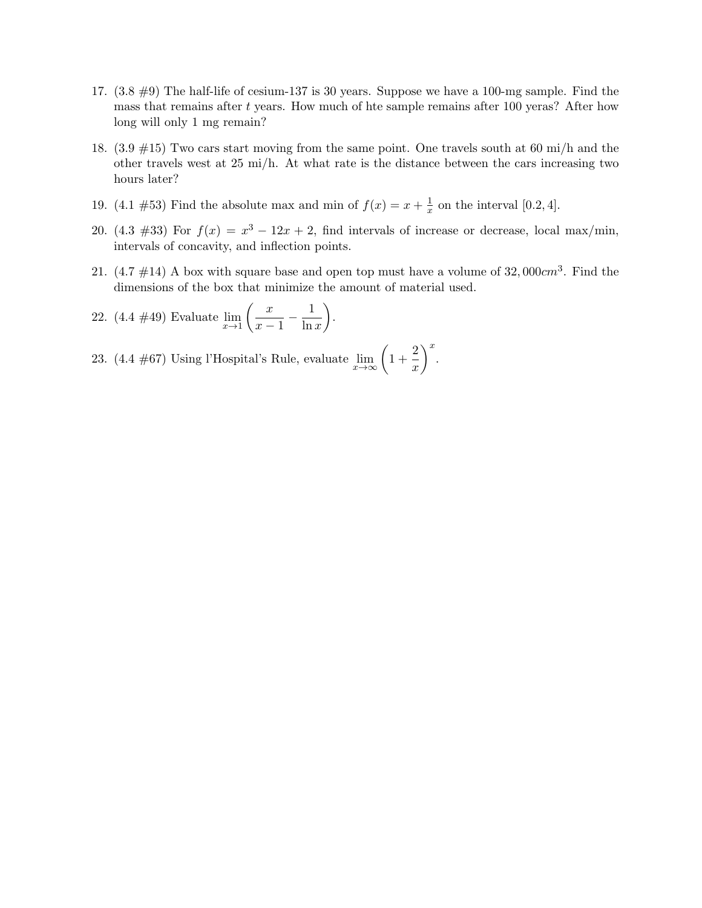17. (3.8 #9) The half-life of cesium-137 is 30 years. Suppose we have a 100-mg sample. Find the mass that remains after $t$ years. How much of hte sample remains after 100 yeras? After how long will only 1 mg remain?

18. (3.9 #15) Two cars start moving from the same point. One travels south at 60 mi/h and the other travels west at 25 mi/h. At what rate is the distance between the cars increasing two hours later?

19. (4.1 #53) Find the absolute max and min of $f(x) = x + \frac{1}{x}$ on the interval $[0.2, 4]$.

20. (4.3 #33) For $f(x) = x^3 - 12x + 2$, find intervals of increase or decrease, local max/min, intervals of concavity, and inflection points.

21. (4.7 #14) A box with square base and open top must have a volume of $32,000 cm^3$. Find the dimensions of the box that minimize the amount of material used.

22. (4.4 #49) Evaluate $\displaystyle\lim_{x \to 1} \left( \frac{x}{x-1} - \frac{1}{\ln x} \right)$.

23. (4.4 #67) Using l'Hospital's Rule, evaluate $\displaystyle\lim_{x \to \infty} \left( 1 + \frac{2}{x} \right)^x$.